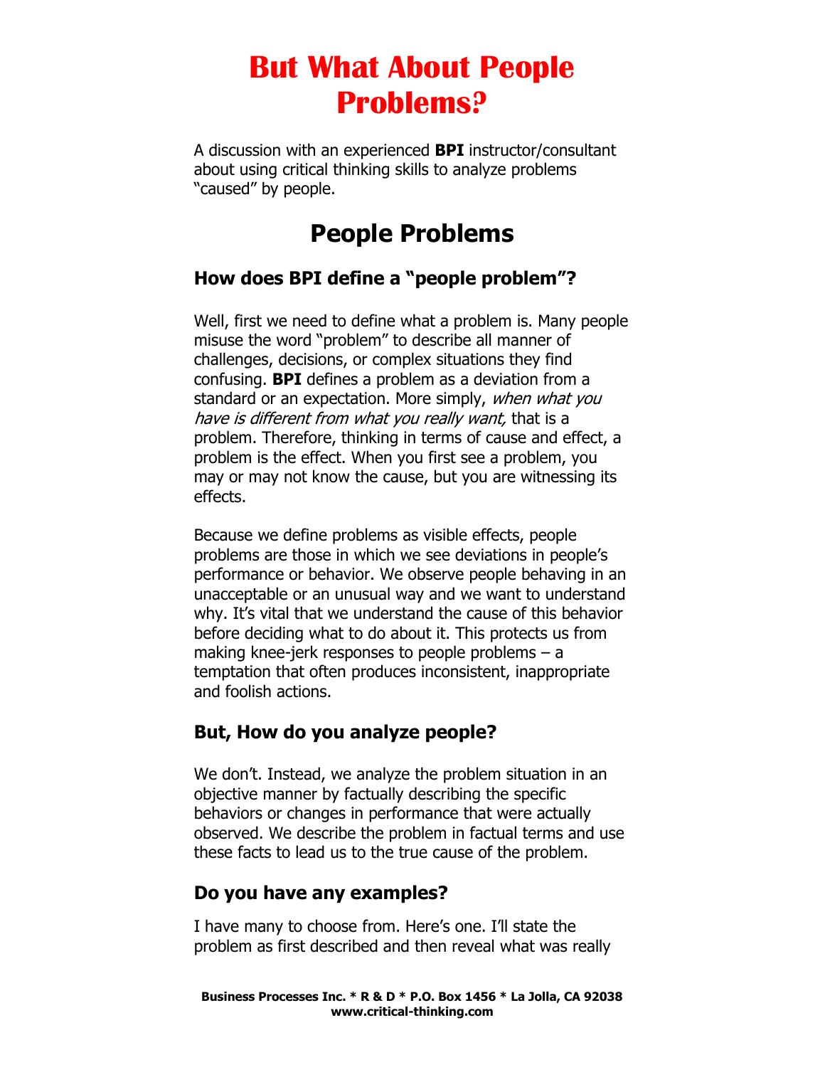# But What About People Problems?

A discussion with an experienced **BPI** instructor/consultant about using critical thinking skills to analyze problems "caused" by people.

## People Problems

### How does BPI define a "people problem"?

Well, first we need to define what a problem is. Many people misuse the word "problem" to describe all manner of challenges, decisions, or complex situations they find confusing. **BPI** defines a problem as a deviation from a standard or an expectation. More simply, *when what you have is different from what you really want,* that is a problem. Therefore, thinking in terms of cause and effect, a problem is the effect. When you first see a problem, you may or may not know the cause, but you are witnessing its effects.

Because we define problems as visible effects, people problems are those in which we see deviations in people's performance or behavior. We observe people behaving in an unacceptable or an unusual way and we want to understand why. It's vital that we understand the cause of this behavior before deciding what to do about it. This protects us from making knee-jerk responses to people problems – a temptation that often produces inconsistent, inappropriate and foolish actions.

### But, How do you analyze people?

We don't. Instead, we analyze the problem situation in an objective manner by factually describing the specific behaviors or changes in performance that were actually observed. We describe the problem in factual terms and use these facts to lead us to the true cause of the problem.

### Do you have any examples?

I have many to choose from. Here's one. I'll state the problem as first described and then reveal what was really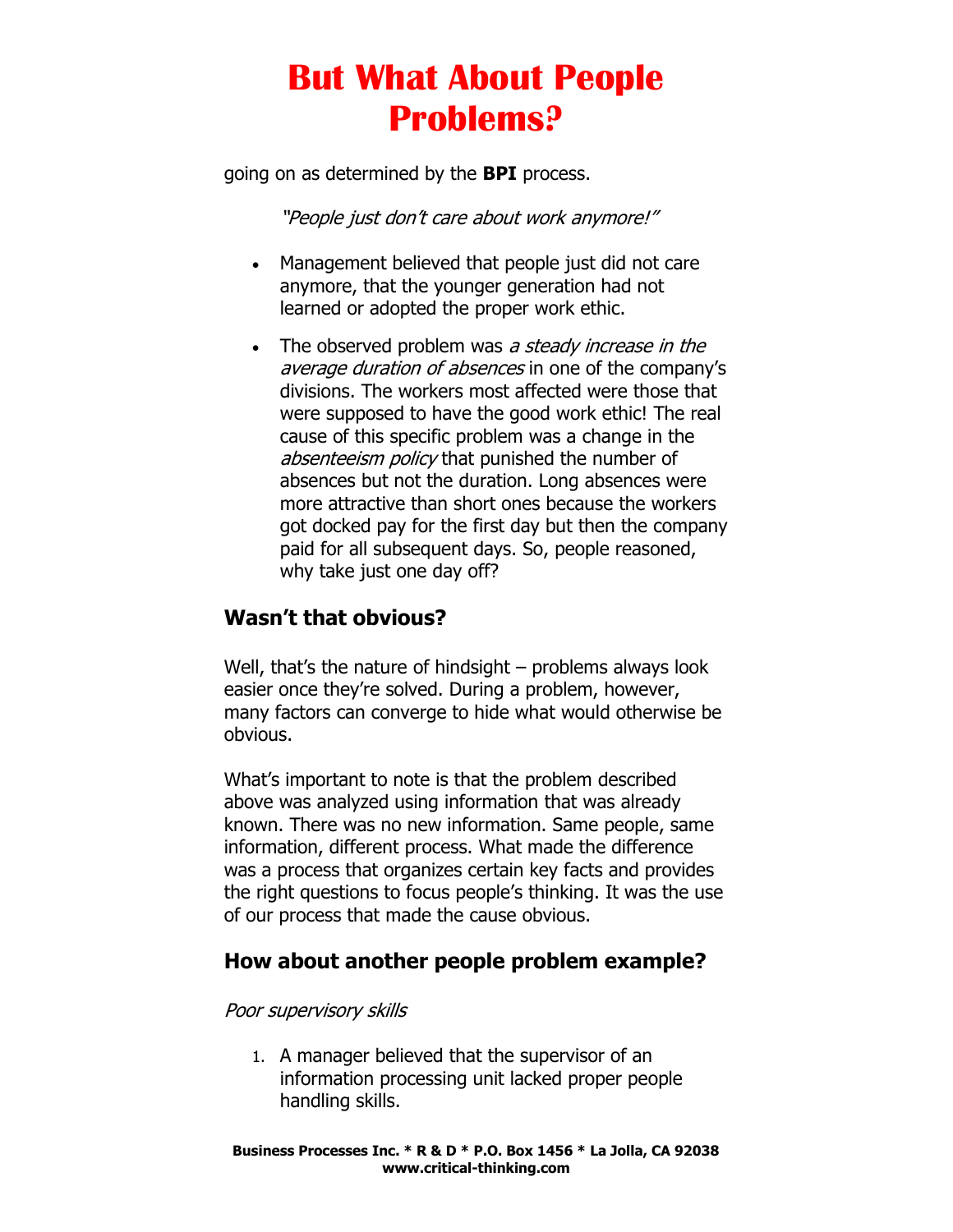# But What About People Problems?

going on as determined by the **BPI** process.

*"People just don't care about work anymore!"*

- Management believed that people just did not care anymore, that the younger generation had not learned or adopted the proper work ethic.
- The observed problem was *a steady increase in the average duration of absences* in one of the company's divisions. The workers most affected were those that were supposed to have the good work ethic! The real cause of this specific problem was a change in the *absenteeism policy* that punished the number of absences but not the duration. Long absences were more attractive than short ones because the workers got docked pay for the first day but then the company paid for all subsequent days. So, people reasoned, why take just one day off?

## Wasn't that obvious?

Well, that's the nature of hindsight – problems always look easier once they're solved. During a problem, however, many factors can converge to hide what would otherwise be obvious.

What's important to note is that the problem described above was analyzed using information that was already known. There was no new information. Same people, same information, different process. What made the difference was a process that organizes certain key facts and provides the right questions to focus people's thinking. It was the use of our process that made the cause obvious.

## How about another people problem example?

*Poor supervisory skills*

1. A manager believed that the supervisor of an information processing unit lacked proper people handling skills.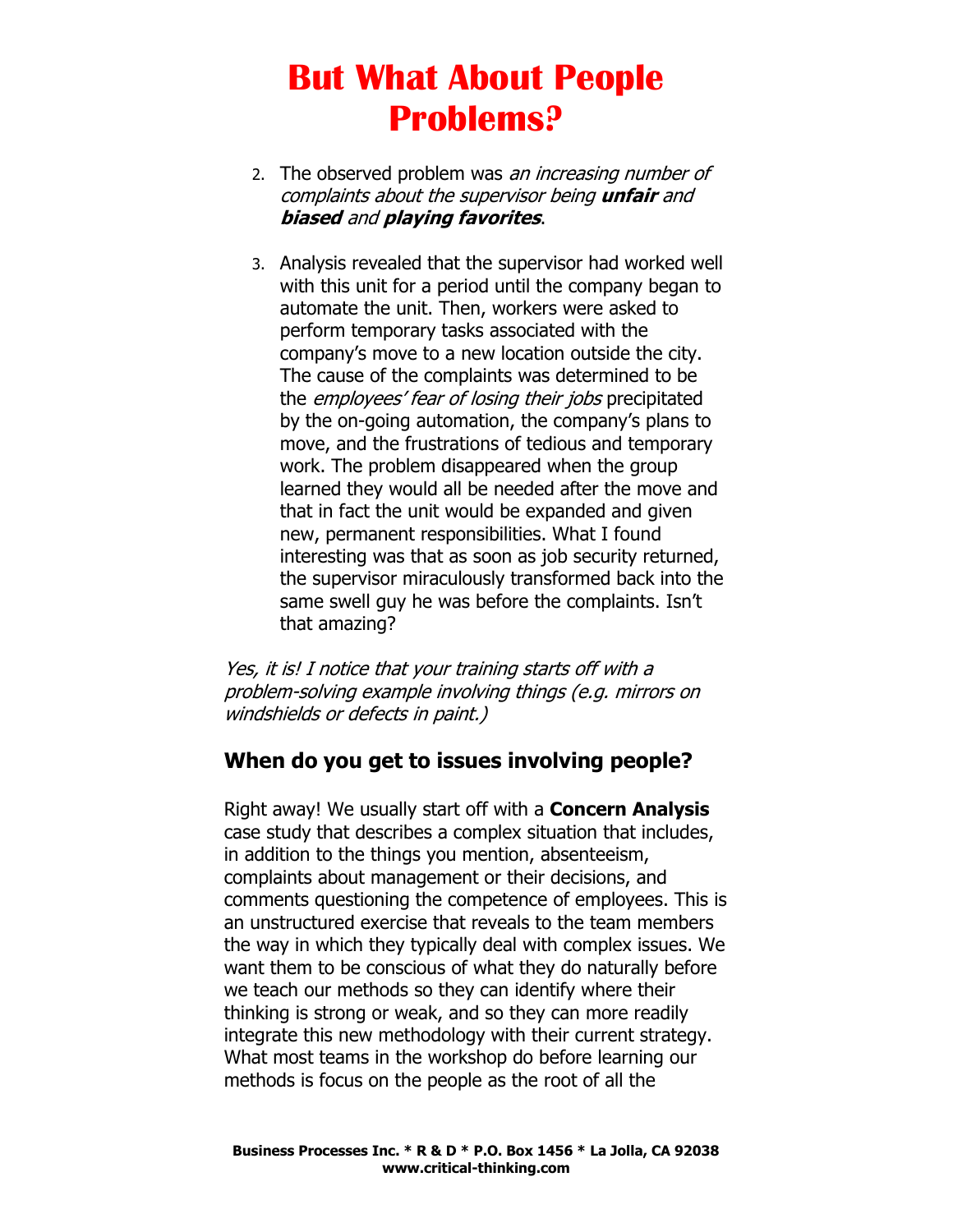# But What About People Problems?

2. The observed problem was *an increasing number of complaints about the supervisor being **unfair** and **biased** and **playing favorites***.

3. Analysis revealed that the supervisor had worked well with this unit for a period until the company began to automate the unit. Then, workers were asked to perform temporary tasks associated with the company's move to a new location outside the city. The cause of the complaints was determined to be the *employees' fear of losing their jobs* precipitated by the on-going automation, the company's plans to move, and the frustrations of tedious and temporary work. The problem disappeared when the group learned they would all be needed after the move and that in fact the unit would be expanded and given new, permanent responsibilities. What I found interesting was that as soon as job security returned, the supervisor miraculously transformed back into the same swell guy he was before the complaints. Isn't that amazing?

*Yes, it is! I notice that your training starts off with a problem-solving example involving things (e.g. mirrors on windshields or defects in paint.)*

## When do you get to issues involving people?

Right away! We usually start off with a **Concern Analysis** case study that describes a complex situation that includes, in addition to the things you mention, absenteeism, complaints about management or their decisions, and comments questioning the competence of employees. This is an unstructured exercise that reveals to the team members the way in which they typically deal with complex issues. We want them to be conscious of what they do naturally before we teach our methods so they can identify where their thinking is strong or weak, and so they can more readily integrate this new methodology with their current strategy. What most teams in the workshop do before learning our methods is focus on the people as the root of all the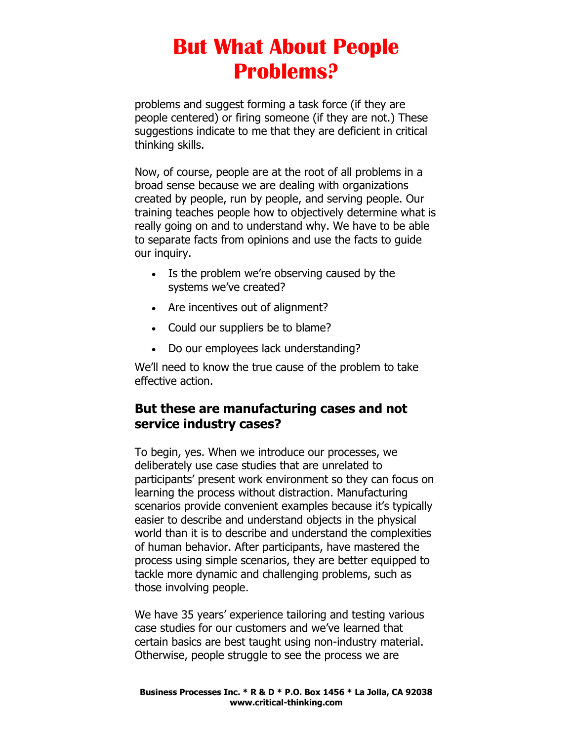# But What About People Problems?

problems and suggest forming a task force (if they are people centered) or firing someone (if they are not.) These suggestions indicate to me that they are deficient in critical thinking skills.

Now, of course, people are at the root of all problems in a broad sense because we are dealing with organizations created by people, run by people, and serving people. Our training teaches people how to objectively determine what is really going on and to understand why. We have to be able to separate facts from opinions and use the facts to guide our inquiry.

- Is the problem we're observing caused by the systems we've created?
- Are incentives out of alignment?
- Could our suppliers be to blame?
- Do our employees lack understanding?

We'll need to know the true cause of the problem to take effective action.

### But these are manufacturing cases and not service industry cases?

To begin, yes. When we introduce our processes, we deliberately use case studies that are unrelated to participants' present work environment so they can focus on learning the process without distraction. Manufacturing scenarios provide convenient examples because it's typically easier to describe and understand objects in the physical world than it is to describe and understand the complexities of human behavior. After participants, have mastered the process using simple scenarios, they are better equipped to tackle more dynamic and challenging problems, such as those involving people.

We have 35 years' experience tailoring and testing various case studies for our customers and we've learned that certain basics are best taught using non-industry material. Otherwise, people struggle to see the process we are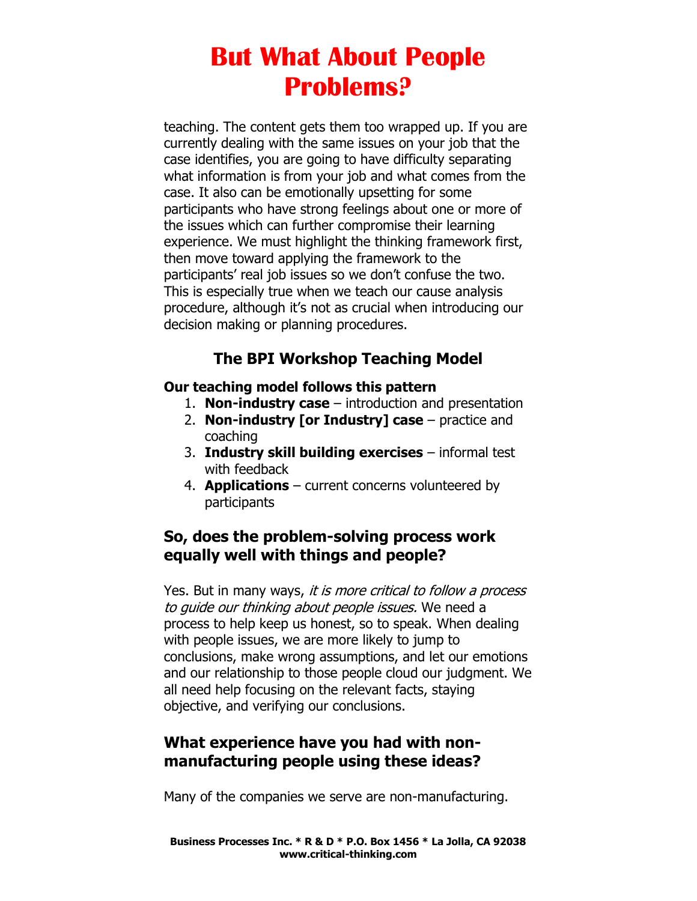teaching. The content gets them too wrapped up. If you are currently dealing with the same issues on your job that the case identifies, you are going to have difficulty separating what information is from your job and what comes from the case. It also can be emotionally upsetting for some participants who have strong feelings about one or more of the issues which can further compromise their learning experience. We must highlight the thinking framework first, then move toward applying the framework to the participants' real job issues so we don't confuse the two. This is especially true when we teach our cause analysis procedure, although it's not as crucial when introducing our decision making or planning procedures.

### The BPI Workshop Teaching Model

**Our teaching model follows this pattern**

1. **Non-industry case** – introduction and presentation
2. **Non-industry [or Industry] case** – practice and coaching
3. **Industry skill building exercises** – informal test with feedback
4. **Applications** – current concerns volunteered by participants

## So, does the problem-solving process work equally well with things and people?

Yes. But in many ways, *it is more critical to follow a process to guide our thinking about people issues.* We need a process to help keep us honest, so to speak. When dealing with people issues, we are more likely to jump to conclusions, make wrong assumptions, and let our emotions and our relationship to those people cloud our judgment. We all need help focusing on the relevant facts, staying objective, and verifying our conclusions.

## What experience have you had with non-manufacturing people using these ideas?

Many of the companies we serve are non-manufacturing.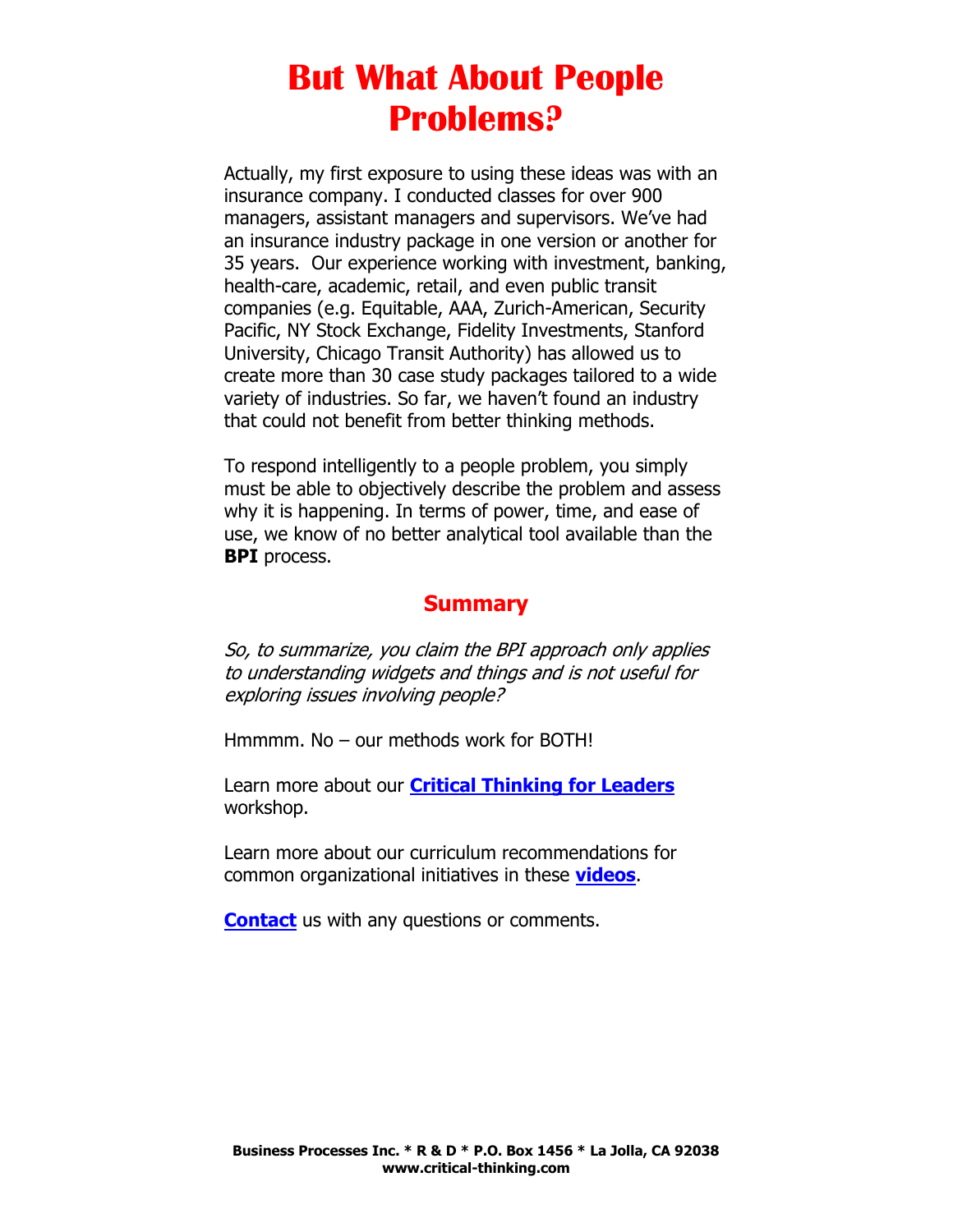# But What About People Problems?

Actually, my first exposure to using these ideas was with an insurance company. I conducted classes for over 900 managers, assistant managers and supervisors. We've had an insurance industry package in one version or another for 35 years. Our experience working with investment, banking, health-care, academic, retail, and even public transit companies (e.g. Equitable, AAA, Zurich-American, Security Pacific, NY Stock Exchange, Fidelity Investments, Stanford University, Chicago Transit Authority) has allowed us to create more than 30 case study packages tailored to a wide variety of industries. So far, we haven't found an industry that could not benefit from better thinking methods.

To respond intelligently to a people problem, you simply must be able to objectively describe the problem and assess why it is happening. In terms of power, time, and ease of use, we know of no better analytical tool available than the **BPI** process.

## Summary

*So, to summarize, you claim the BPI approach only applies to understanding widgets and things and is not useful for exploring issues involving people?*

Hmmmm. No – our methods work for BOTH!

Learn more about our **Critical Thinking for Leaders** workshop.

Learn more about our curriculum recommendations for common organizational initiatives in these **videos**.

**Contact** us with any questions or comments.

**Business Processes Inc. * R & D * P.O. Box 1456 * La Jolla, CA 92038**
**www.critical-thinking.com**